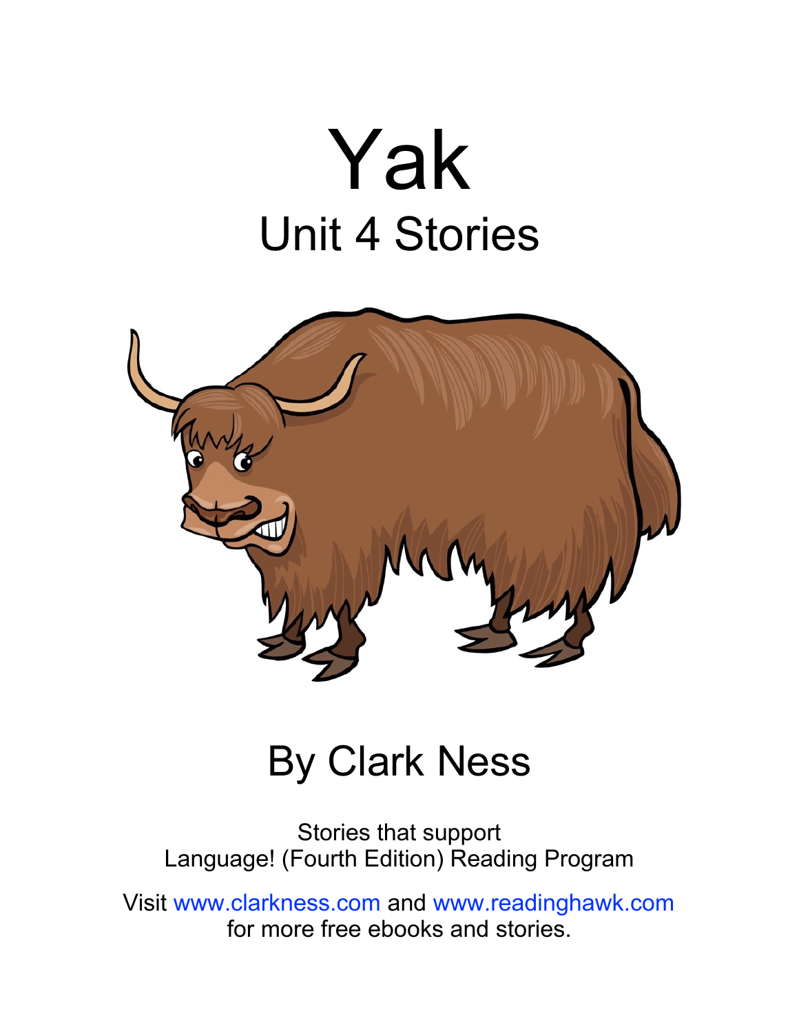# Yak

## Unit 4 Stories

## By Clark Ness

Stories that support
Language! (Fourth Edition) Reading Program

Visit www.clarkness.com and www.readinghawk.com
for more free ebooks and stories.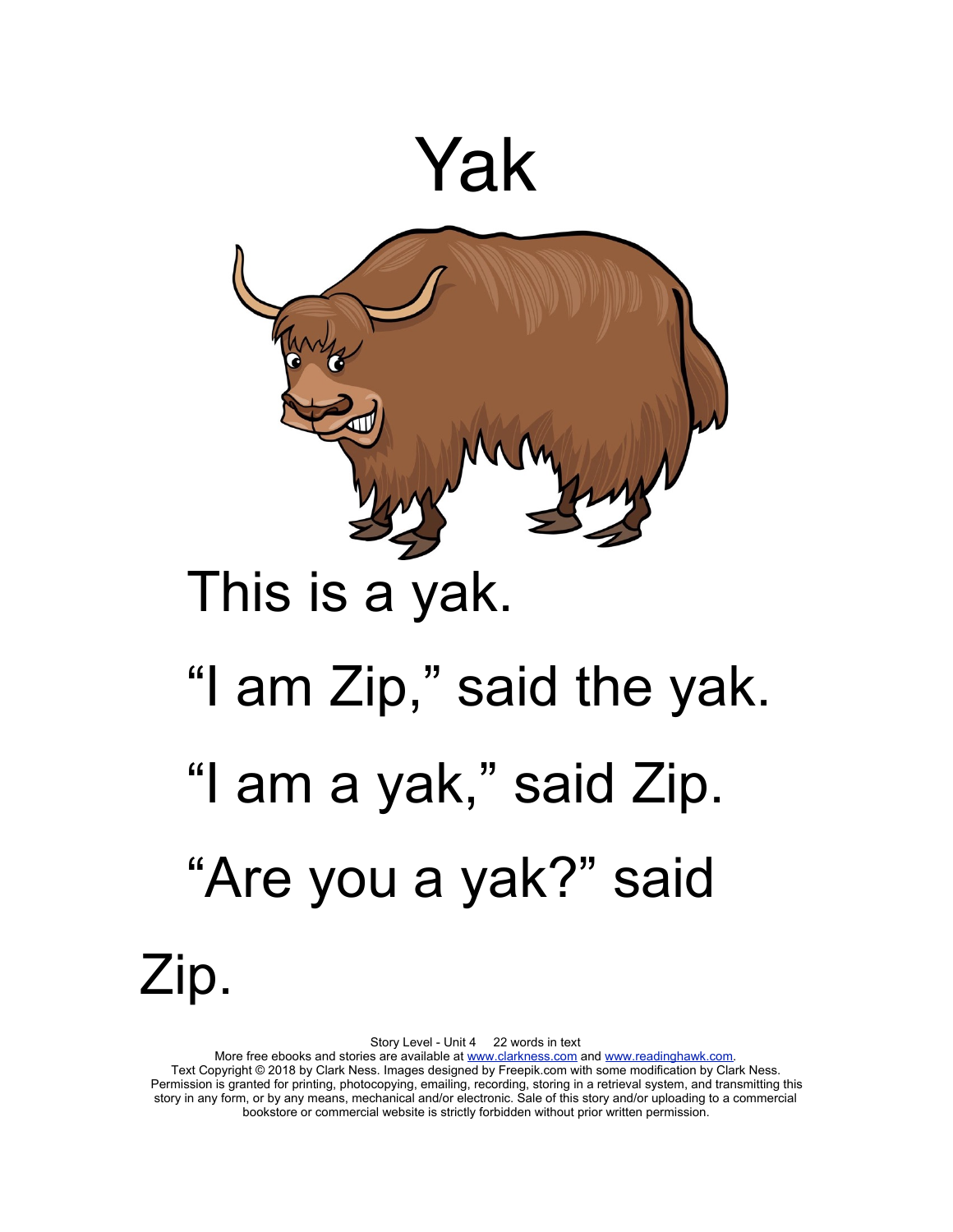# Yak

This is a yak.

"I am Zip," said the yak.

"I am a yak," said Zip.

"Are you a yak?" said Zip.

Story Level - Unit 4 22 words in text

More free ebooks and stories are available at www.clarkness.com and www.readinghawk.com.

Text Copyright © 2018 by Clark Ness. Images designed by Freepik.com with some modification by Clark Ness. Permission is granted for printing, photocopying, emailing, recording, storing in a retrieval system, and transmitting this story in any form, or by any means, mechanical and/or electronic. Sale of this story and/or uploading to a commercial bookstore or commercial website is strictly forbidden without prior written permission.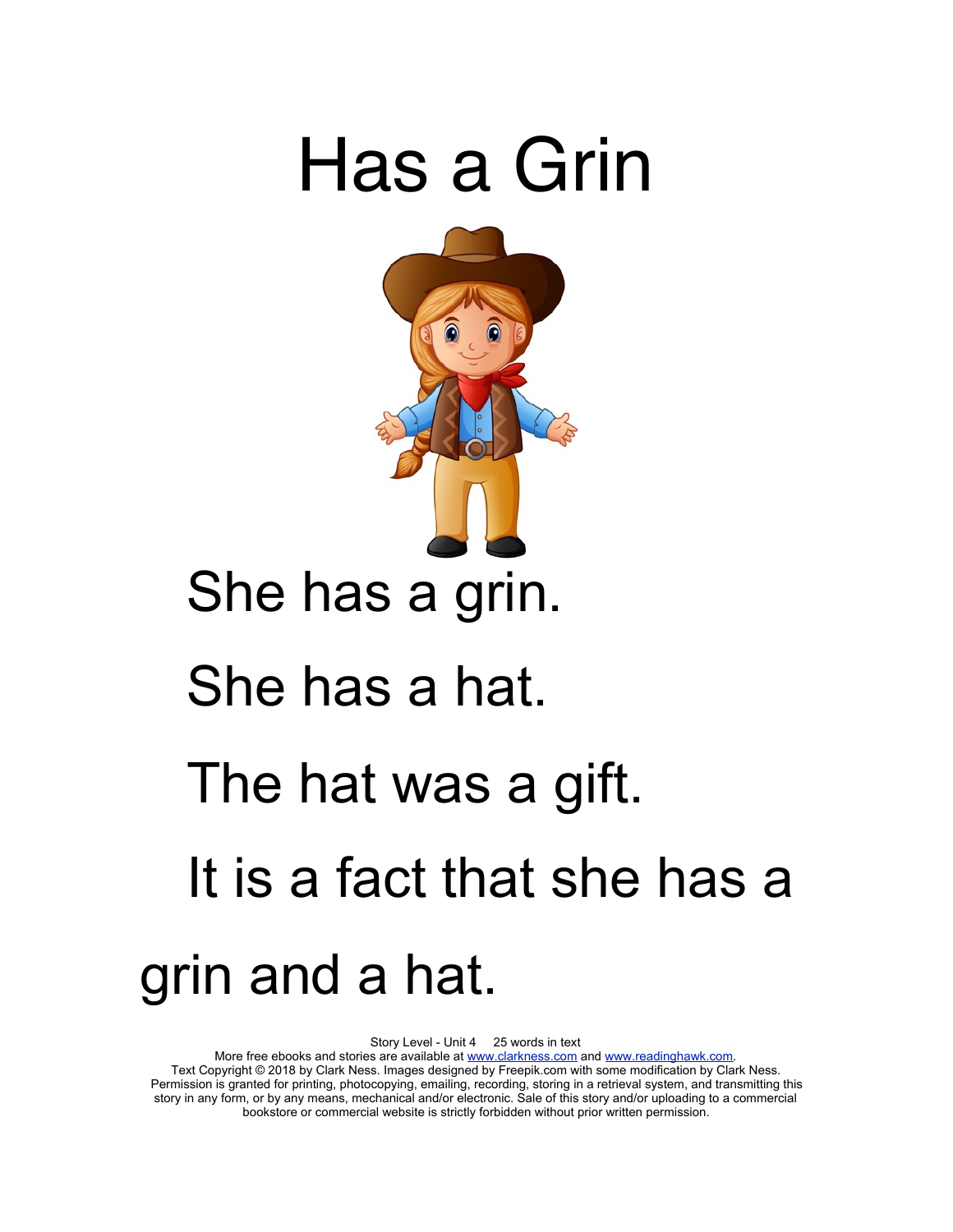# Has a Grin

She has a grin.

She has a hat.

The hat was a gift.

It is a fact that she has a grin and a hat.

Story Level - Unit 4 25 words in text
More free ebooks and stories are available at www.clarkness.com and www.readinghawk.com.
Text Copyright © 2018 by Clark Ness. Images designed by Freepik.com with some modification by Clark Ness.
Permission is granted for printing, photocopying, emailing, recording, storing in a retrieval system, and transmitting this story in any form, or by any means, mechanical and/or electronic. Sale of this story and/or uploading to a commercial bookstore or commercial website is strictly forbidden without prior written permission.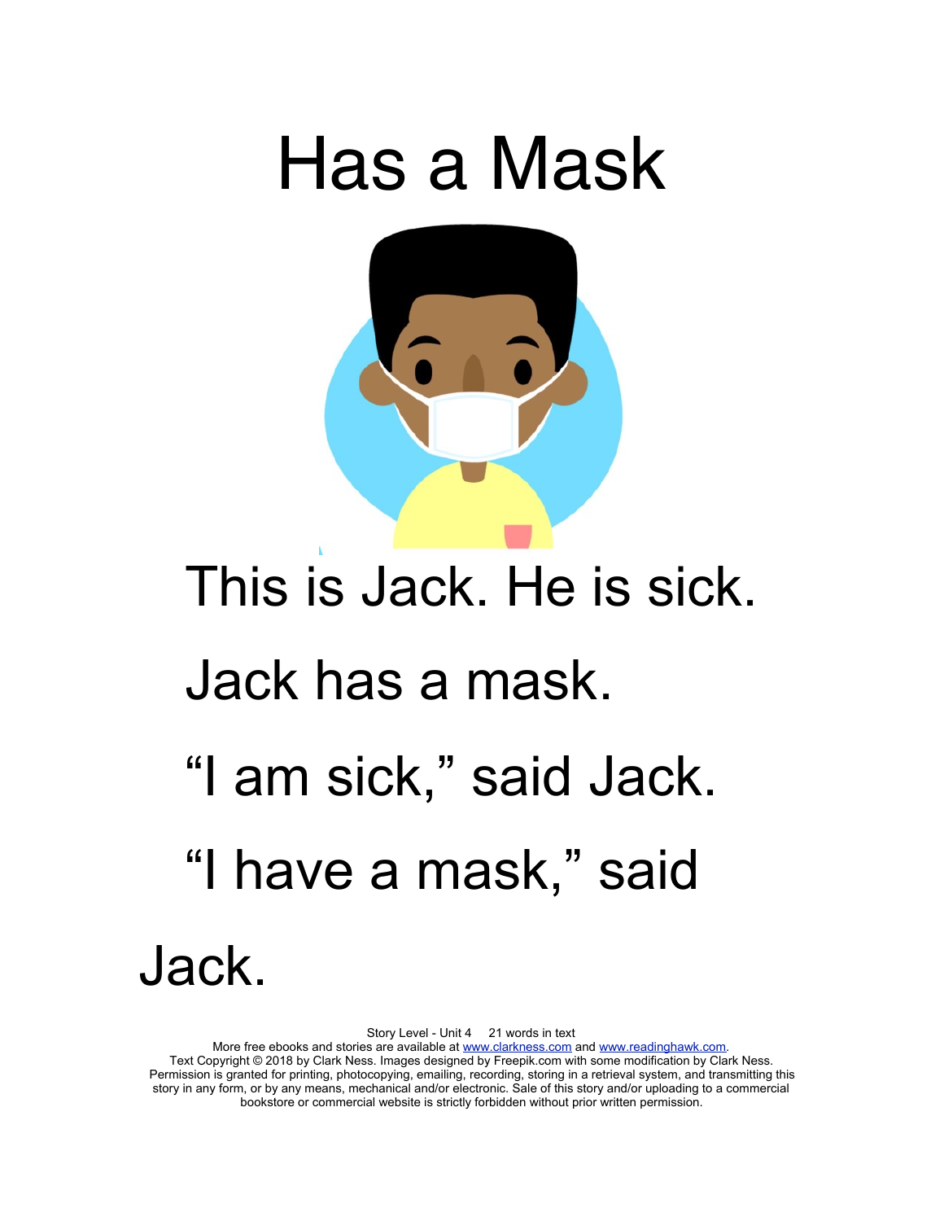# Has a Mask

This is Jack. He is sick.

Jack has a mask.

“I am sick,” said Jack.

“I have a mask,” said Jack.

Story Level - Unit 4 21 words in text
More free ebooks and stories are available at www.clarkness.com and www.readinghawk.com.
Text Copyright © 2018 by Clark Ness. Images designed by Freepik.com with some modification by Clark Ness.
Permission is granted for printing, photocopying, emailing, recording, storing in a retrieval system, and transmitting this story in any form, or by any means, mechanical and/or electronic. Sale of this story and/or uploading to a commercial bookstore or commercial website is strictly forbidden without prior written permission.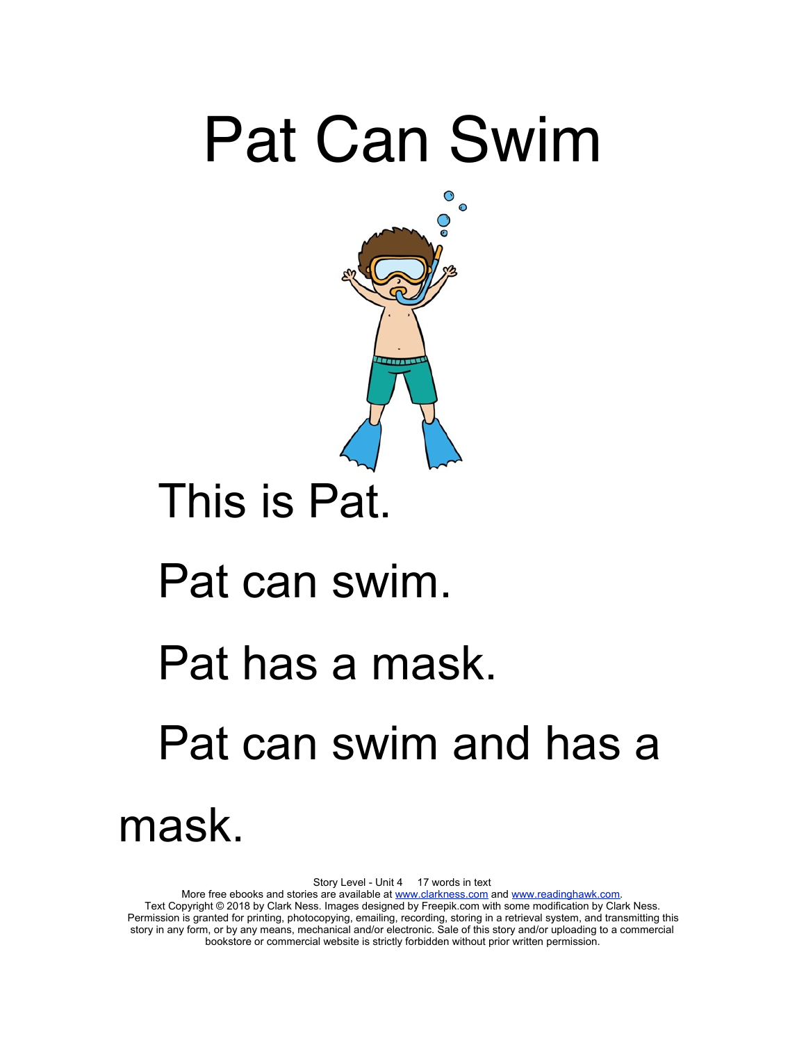# Pat Can Swim

This is Pat.

Pat can swim.

Pat has a mask.

Pat can swim and has a mask.

Story Level - Unit 4 17 words in text
More free ebooks and stories are available at www.clarkness.com and www.readinghawk.com.
Text Copyright © 2018 by Clark Ness. Images designed by Freepik.com with some modification by Clark Ness. Permission is granted for printing, photocopying, emailing, recording, storing in a retrieval system, and transmitting this story in any form, or by any means, mechanical and/or electronic. Sale of this story and/or uploading to a commercial bookstore or commercial website is strictly forbidden without prior written permission.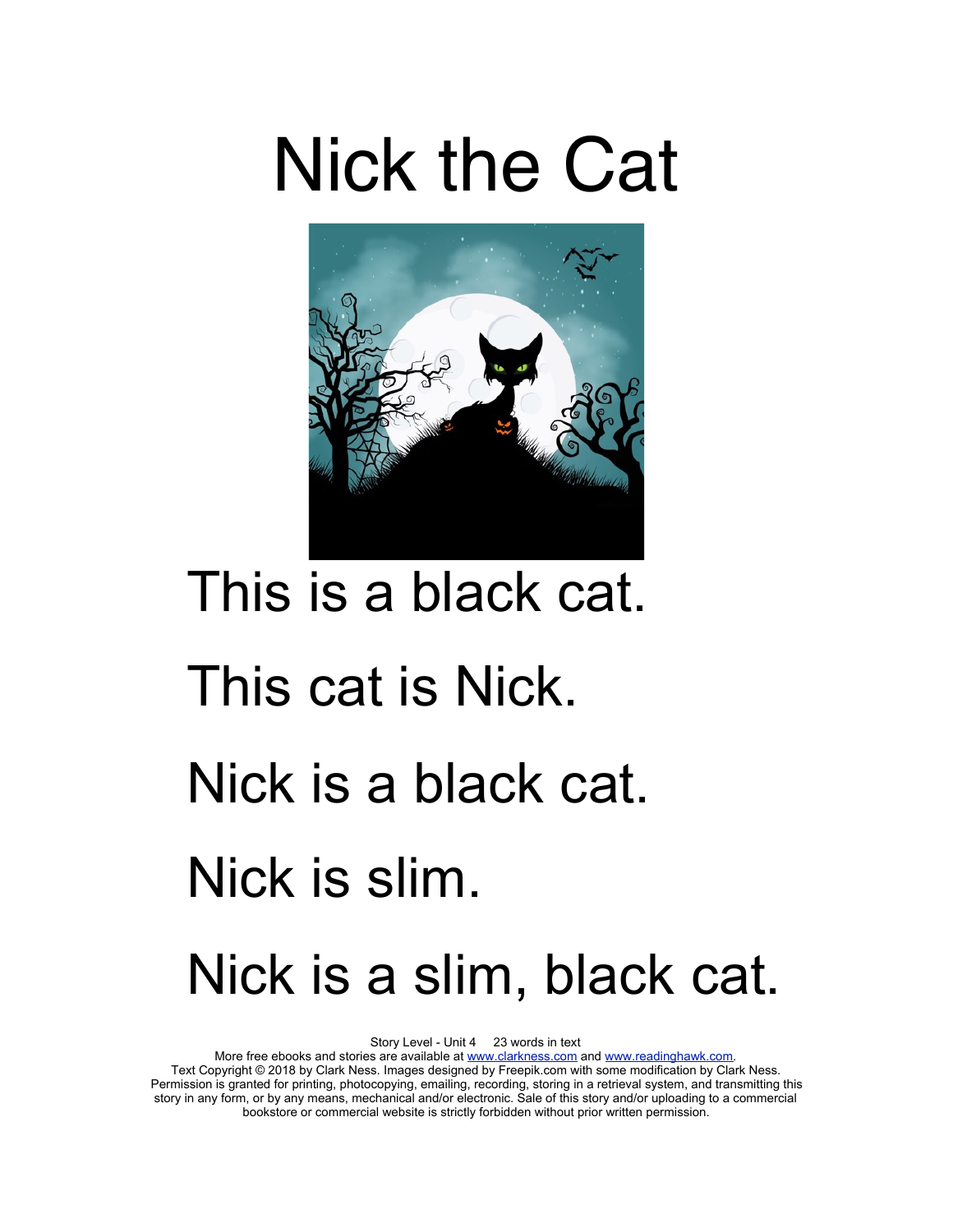# Nick the Cat

This is a black cat.

This cat is Nick.

Nick is a black cat.

Nick is slim.

Nick is a slim, black cat.

Story Level - Unit 4 23 words in text
More free ebooks and stories are available at www.clarkness.com and www.readinghawk.com.
Text Copyright © 2018 by Clark Ness. Images designed by Freepik.com with some modification by Clark Ness.
Permission is granted for printing, photocopying, emailing, recording, storing in a retrieval system, and transmitting this story in any form, or by any means, mechanical and/or electronic. Sale of this story and/or uploading to a commercial bookstore or commercial website is strictly forbidden without prior written permission.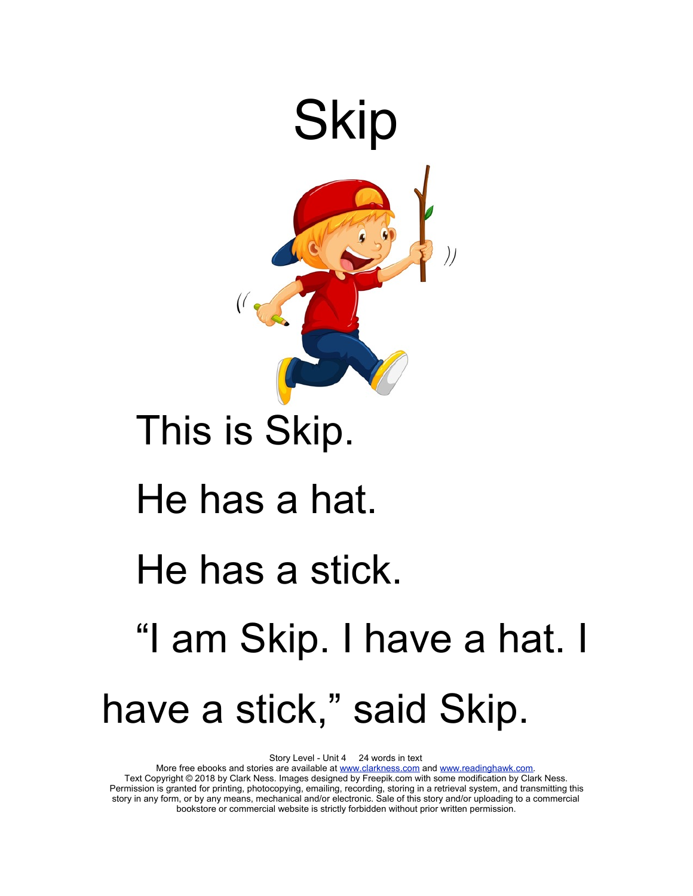# Skip

This is Skip.

He has a hat.

He has a stick.

"I am Skip. I have a hat. I have a stick," said Skip.

Story Level - Unit 4 24 words in text

More free ebooks and stories are available at www.clarkness.com and www.readinghawk.com.

Text Copyright © 2018 by Clark Ness. Images designed by Freepik.com with some modification by Clark Ness. Permission is granted for printing, photocopying, emailing, recording, storing in a retrieval system, and transmitting this story in any form, or by any means, mechanical and/or electronic. Sale of this story and/or uploading to a commercial bookstore or commercial website is strictly forbidden without prior written permission.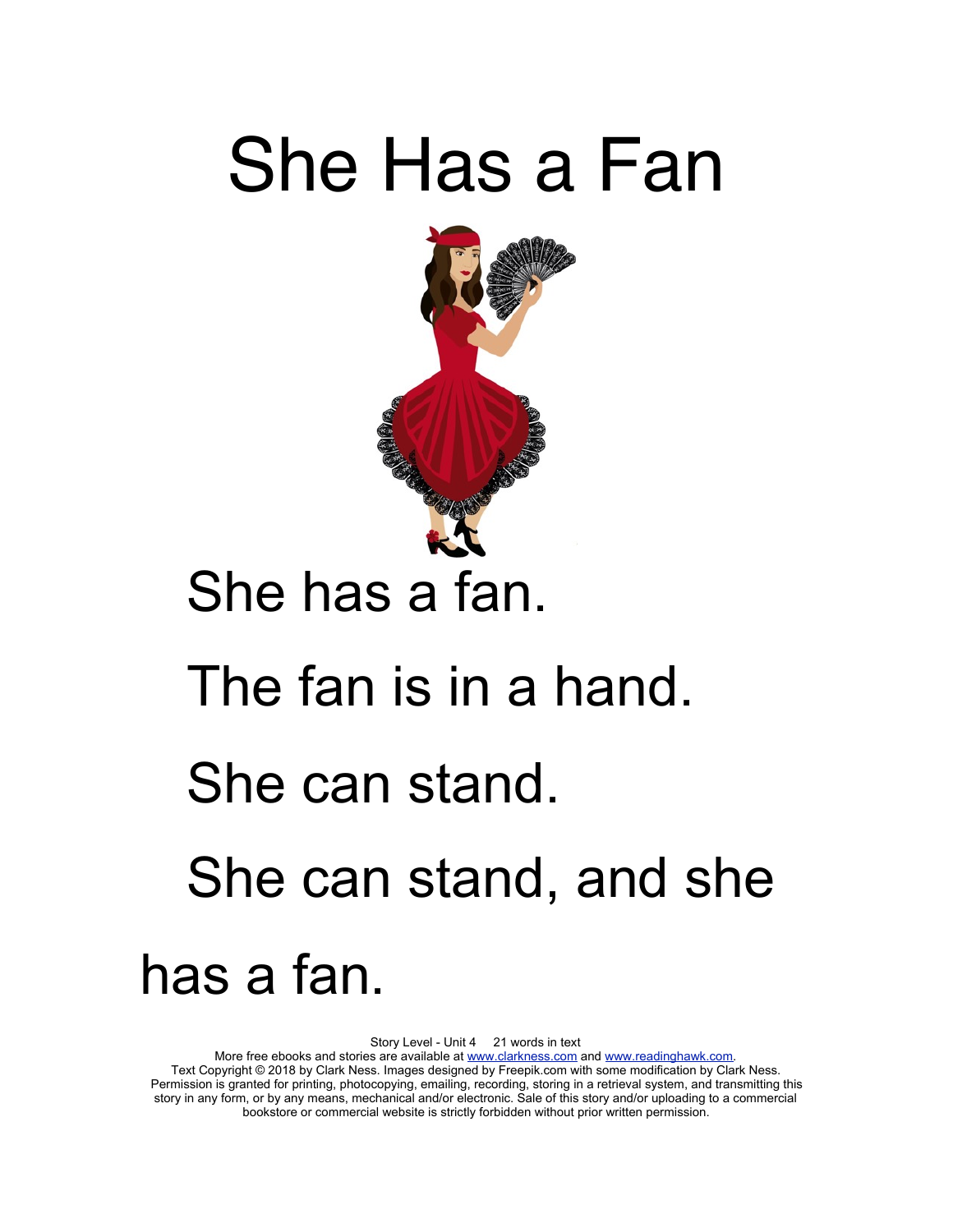# She Has a Fan

She has a fan.

The fan is in a hand.

She can stand.

She can stand, and she has a fan.

Story Level - Unit 4     21 words in text
More free ebooks and stories are available at www.clarkness.com and www.readinghawk.com.
Text Copyright © 2018 by Clark Ness. Images designed by Freepik.com with some modification by Clark Ness.
Permission is granted for printing, photocopying, emailing, recording, storing in a retrieval system, and transmitting this story in any form, or by any means, mechanical and/or electronic. Sale of this story and/or uploading to a commercial bookstore or commercial website is strictly forbidden without prior written permission.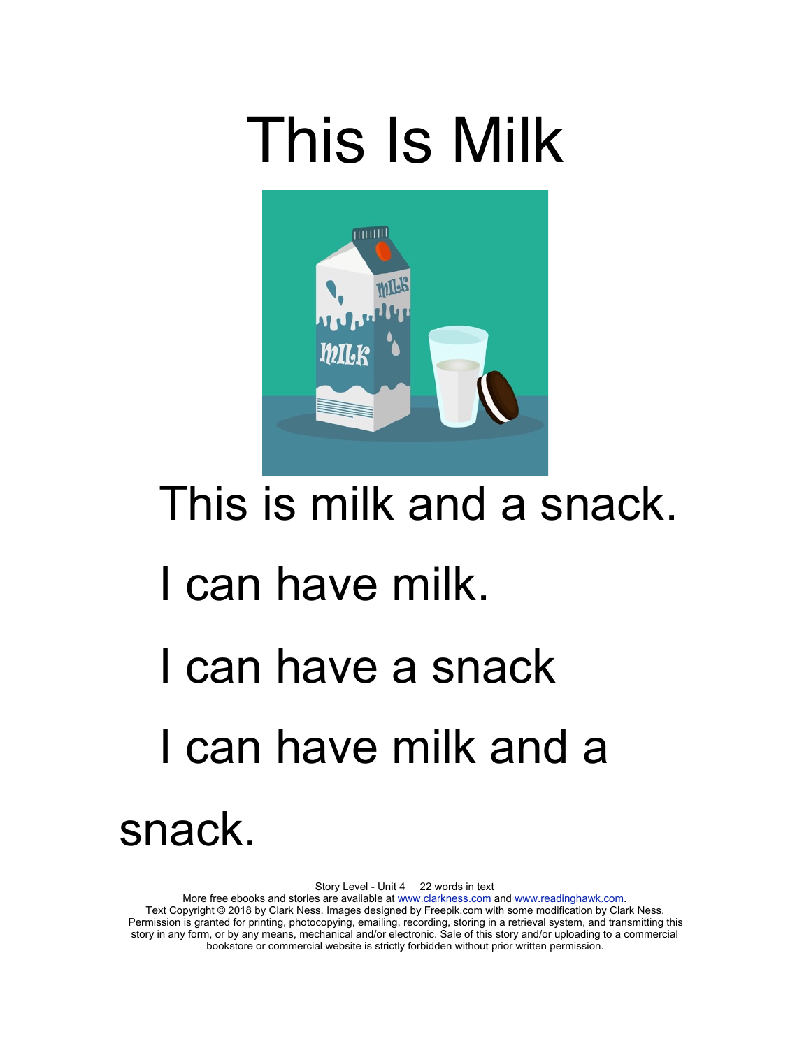# This Is Milk

This is milk and a snack.

I can have milk.

I can have a snack

I can have milk and a snack.

Story Level - Unit 4 22 words in text
More free ebooks and stories are available at www.clarkness.com and www.readinghawk.com.
Text Copyright © 2018 by Clark Ness. Images designed by Freepik.com with some modification by Clark Ness.
Permission is granted for printing, photocopying, emailing, recording, storing in a retrieval system, and transmitting this story in any form, or by any means, mechanical and/or electronic. Sale of this story and/or uploading to a commercial bookstore or commercial website is strictly forbidden without prior written permission.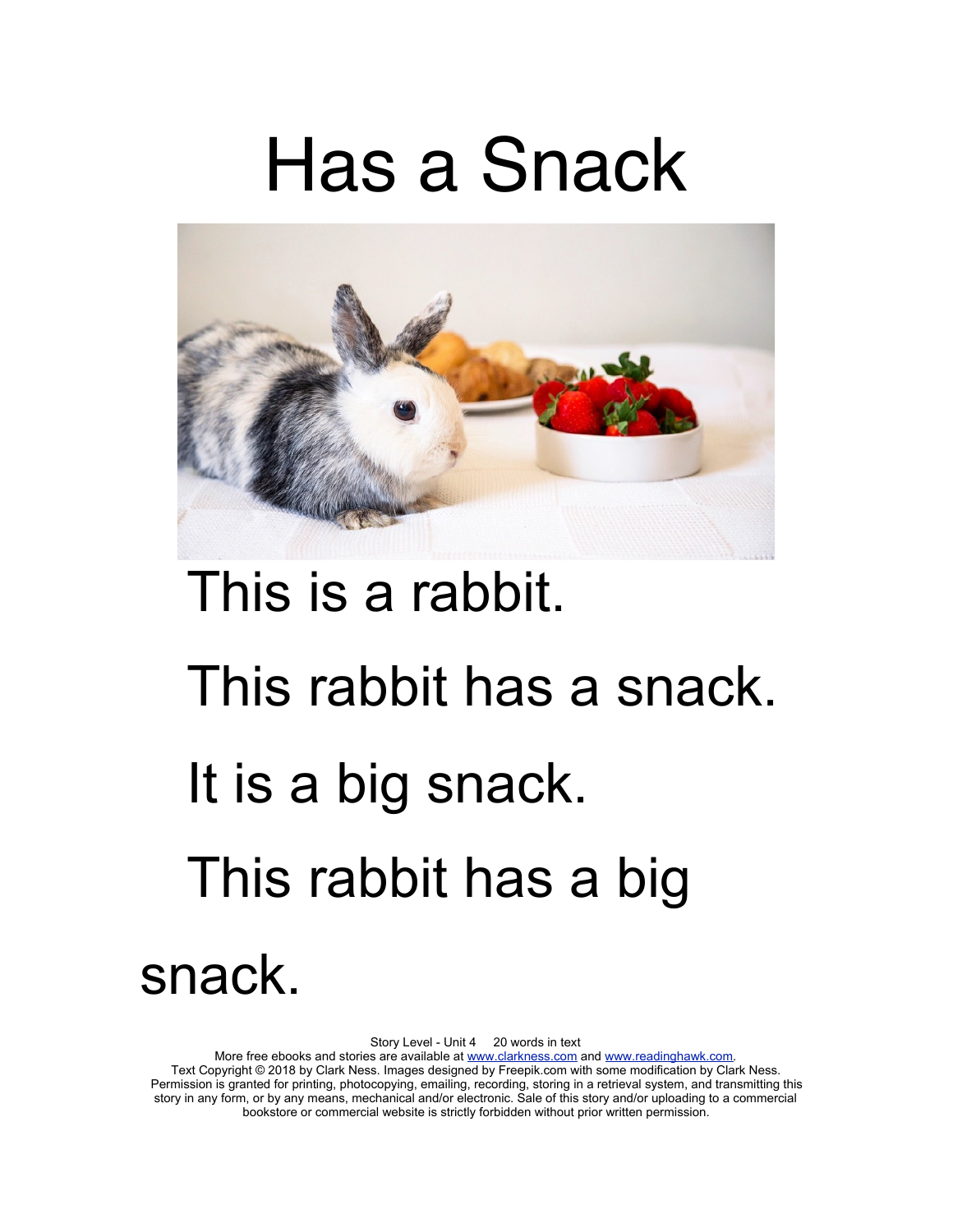# Has a Snack

This is a rabbit.

This rabbit has a snack.

It is a big snack.

This rabbit has a big snack.

Story Level - Unit 4     20 words in text
More free ebooks and stories are available at www.clarkness.com and www.readinghawk.com.
Text Copyright © 2018 by Clark Ness. Images designed by Freepik.com with some modification by Clark Ness.
Permission is granted for printing, photocopying, emailing, recording, storing in a retrieval system, and transmitting this story in any form, or by any means, mechanical and/or electronic. Sale of this story and/or uploading to a commercial bookstore or commercial website is strictly forbidden without prior written permission.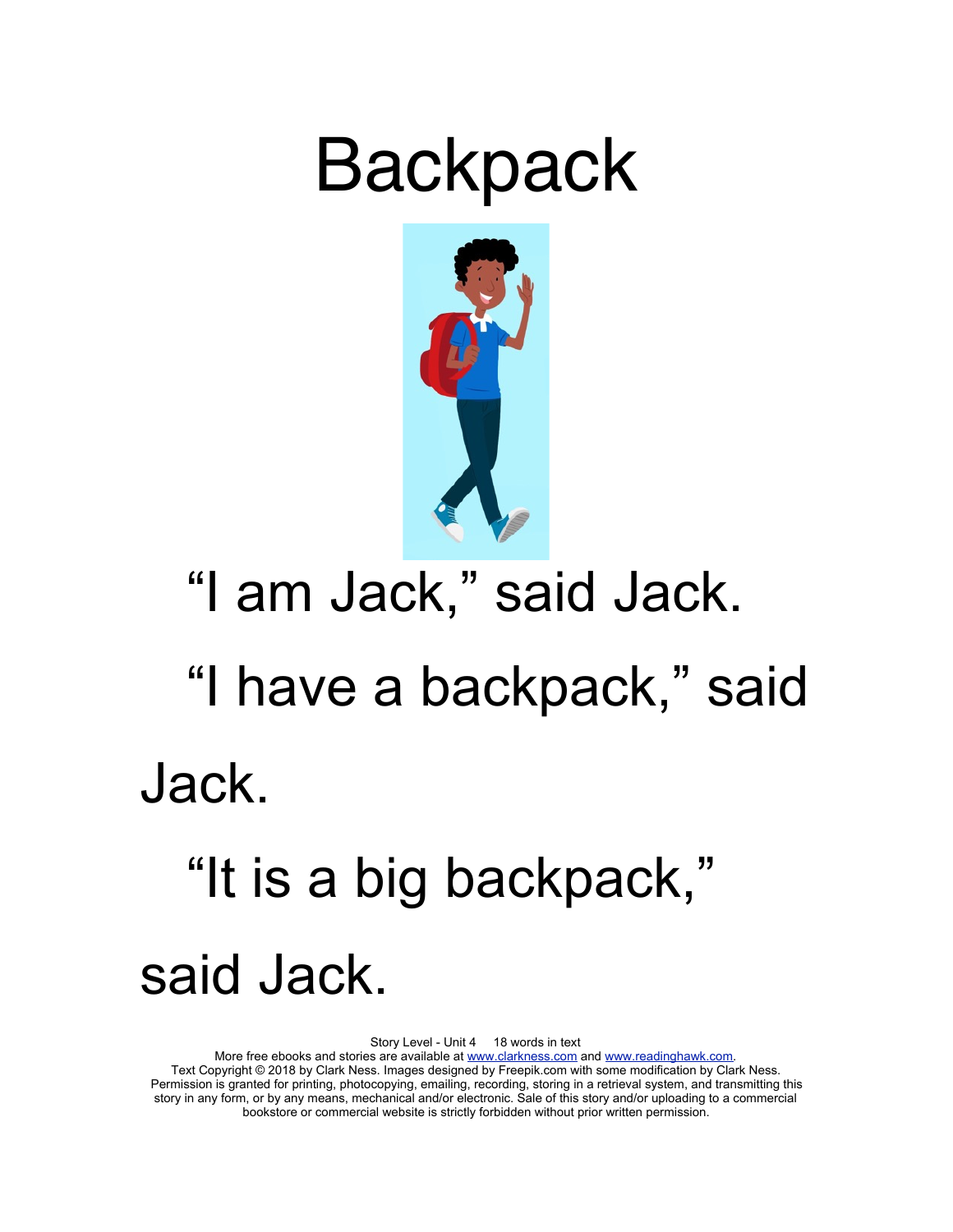# Backpack

"I am Jack," said Jack.

"I have a backpack," said Jack.

"It is a big backpack," said Jack.

Story Level - Unit 4 18 words in text
More free ebooks and stories are available at www.clarkness.com and www.readinghawk.com.
Text Copyright © 2018 by Clark Ness. Images designed by Freepik.com with some modification by Clark Ness. Permission is granted for printing, photocopying, emailing, recording, storing in a retrieval system, and transmitting this story in any form, or by any means, mechanical and/or electronic. Sale of this story and/or uploading to a commercial bookstore or commercial website is strictly forbidden without prior written permission.